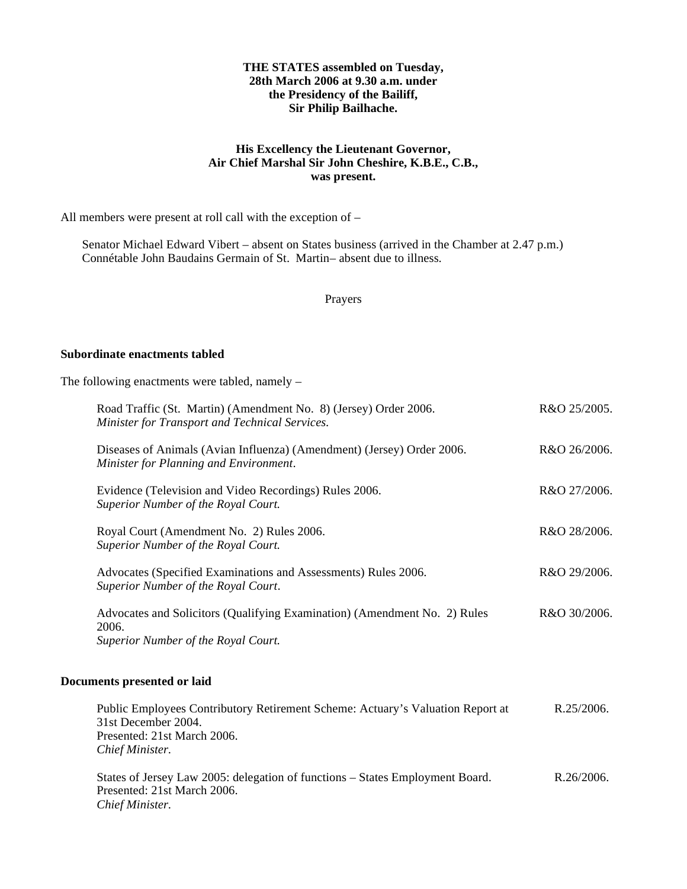**THE STATES assembled on Tuesday, 28th March 2006 at 9.30 a.m. under the Presidency of the Bailiff, Sir Philip Bailhache.**

**His Excellency the Lieutenant Governor, Air Chief Marshal Sir John Cheshire, K.B.E., C.B., was present.**

All members were present at roll call with the exception of –

Senator Michael Edward Vibert – absent on States business (arrived in the Chamber at 2.47 p.m.)
Connétable John Baudains Germain of St. Martin– absent due to illness.

Prayers

**Subordinate enactments tabled**

The following enactments were tabled, namely –

| | |
|---|---|
| Road Traffic (St. Martin) (Amendment No. 8) (Jersey) Order 2006. *Minister for Transport and Technical Services.* | R&O 25/2005. |
| Diseases of Animals (Avian Influenza) (Amendment) (Jersey) Order 2006. *Minister for Planning and Environment*. | R&O 26/2006. |
| Evidence (Television and Video Recordings) Rules 2006. *Superior Number of the Royal Court.* | R&O 27/2006. |
| Royal Court (Amendment No. 2) Rules 2006. *Superior Number of the Royal Court.* | R&O 28/2006. |
| Advocates (Specified Examinations and Assessments) Rules 2006. *Superior Number of the Royal Court*. | R&O 29/2006. |
| Advocates and Solicitors (Qualifying Examination) (Amendment No. 2) Rules 2006. *Superior Number of the Royal Court.* | R&O 30/2006. |

**Documents presented or laid**

| | |
|---|---|
| Public Employees Contributory Retirement Scheme: Actuary's Valuation Report at 31st December 2004. Presented: 21st March 2006. *Chief Minister.* | R.25/2006. |
| States of Jersey Law 2005: delegation of functions – States Employment Board. Presented: 21st March 2006. *Chief Minister.* | R.26/2006. |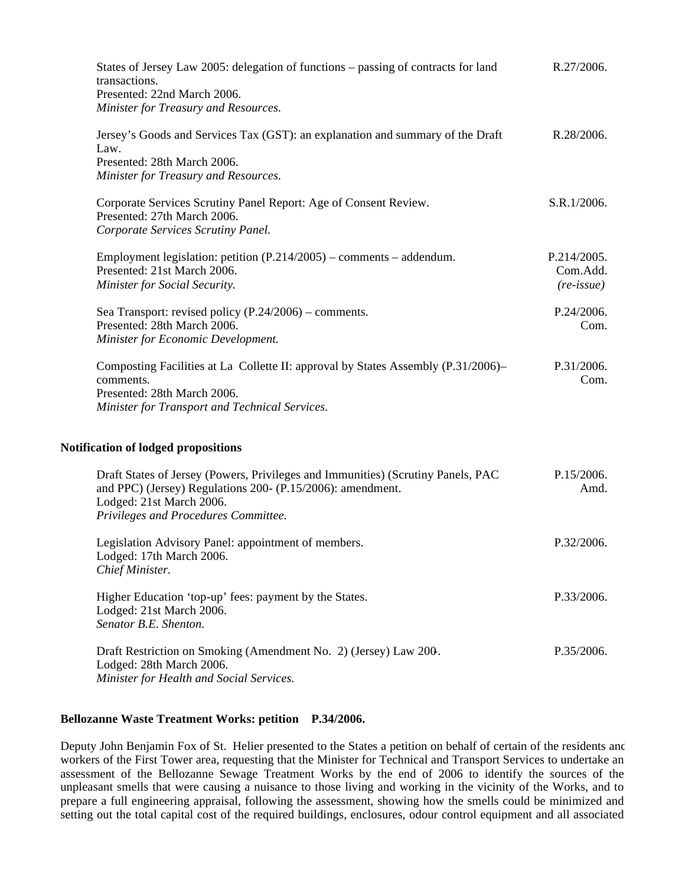| | |
|---|---|
| States of Jersey Law 2005: delegation of functions – passing of contracts for land transactions.<br>Presented: 22nd March 2006.<br>*Minister for Treasury and Resources.* | R.27/2006. |
| Jersey's Goods and Services Tax (GST): an explanation and summary of the Draft Law.<br>Presented: 28th March 2006.<br>*Minister for Treasury and Resources.* | R.28/2006. |
| Corporate Services Scrutiny Panel Report: Age of Consent Review.<br>Presented: 27th March 2006.<br>*Corporate Services Scrutiny Panel.* | S.R.1/2006. |
| Employment legislation: petition (P.214/2005) – comments – addendum.<br>Presented: 21st March 2006.<br>*Minister for Social Security.* | P.214/2005.<br>Com.Add.<br>*(re-issue)* |
| Sea Transport: revised policy (P.24/2006) – comments.<br>Presented: 28th March 2006.<br>*Minister for Economic Development.* | P.24/2006.<br>Com. |
| Composting Facilities at La Collette II: approval by States Assembly (P.31/2006)– comments.<br>Presented: 28th March 2006.<br>*Minister for Transport and Technical Services.* | P.31/2006.<br>Com. |

**Notification of lodged propositions**

| | |
|---|---|
| Draft States of Jersey (Powers, Privileges and Immunities) (Scrutiny Panels, PAC and PPC) (Jersey) Regulations 200- (P.15/2006): amendment.<br>Lodged: 21st March 2006.<br>*Privileges and Procedures Committee.* | P.15/2006.<br>Amd. |
| Legislation Advisory Panel: appointment of members.<br>Lodged: 17th March 2006.<br>*Chief Minister.* | P.32/2006. |
| Higher Education 'top-up' fees: payment by the States.<br>Lodged: 21st March 2006.<br>*Senator B.E. Shenton.* | P.33/2006. |
| Draft Restriction on Smoking (Amendment No. 2) (Jersey) Law 200-.<br>Lodged: 28th March 2006.<br>*Minister for Health and Social Services.* | P.35/2006. |

**Bellozanne Waste Treatment Works: petition P.34/2006.**

Deputy John Benjamin Fox of St. Helier presented to the States a petition on behalf of certain of the residents and workers of the First Tower area, requesting that the Minister for Technical and Transport Services to undertake an assessment of the Bellozanne Sewage Treatment Works by the end of 2006 to identify the sources of the unpleasant smells that were causing a nuisance to those living and working in the vicinity of the Works, and to prepare a full engineering appraisal, following the assessment, showing how the smells could be minimized and setting out the total capital cost of the required buildings, enclosures, odour control equipment and all associated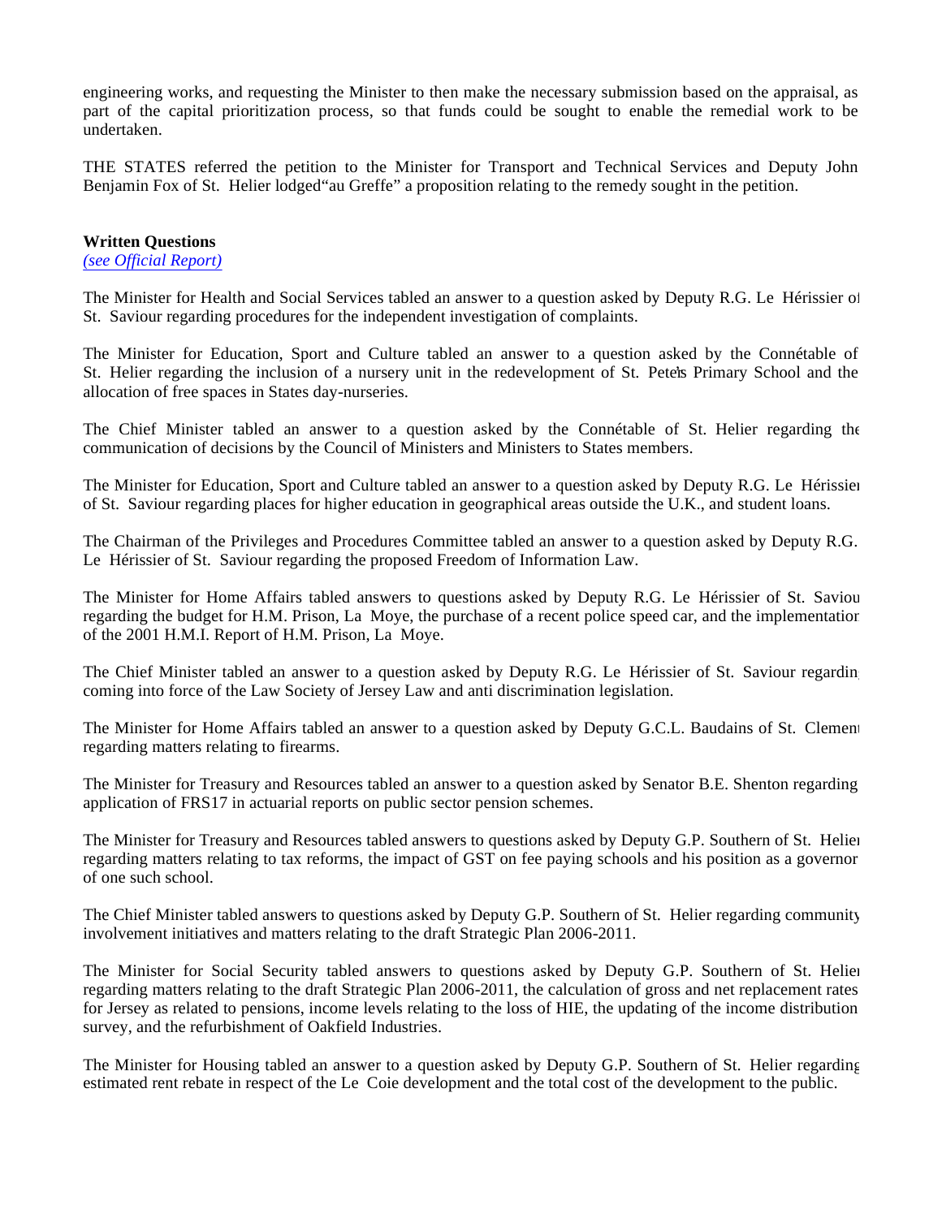engineering works, and requesting the Minister to then make the necessary submission based on the appraisal, as part of the capital prioritization process, so that funds could be sought to enable the remedial work to be undertaken.

THE STATES referred the petition to the Minister for Transport and Technical Services and Deputy John Benjamin Fox of St. Helier lodged "au Greffe" a proposition relating to the remedy sought in the petition.

**Written Questions**
*(see Official Report)*

The Minister for Health and Social Services tabled an answer to a question asked by Deputy R.G. Le Hérissier of St. Saviour regarding procedures for the independent investigation of complaints.

The Minister for Education, Sport and Culture tabled an answer to a question asked by the Connétable of St. Helier regarding the inclusion of a nursery unit in the redevelopment of St. Peter's Primary School and the allocation of free spaces in States day-nurseries.

The Chief Minister tabled an answer to a question asked by the Connétable of St. Helier regarding the communication of decisions by the Council of Ministers and Ministers to States members.

The Minister for Education, Sport and Culture tabled an answer to a question asked by Deputy R.G. Le Hérissier of St. Saviour regarding places for higher education in geographical areas outside the U.K., and student loans.

The Chairman of the Privileges and Procedures Committee tabled an answer to a question asked by Deputy R.G. Le Hérissier of St. Saviour regarding the proposed Freedom of Information Law.

The Minister for Home Affairs tabled answers to questions asked by Deputy R.G. Le Hérissier of St. Saviour regarding the budget for H.M. Prison, La Moye, the purchase of a recent police speed car, and the implementation of the 2001 H.M.I. Report of H.M. Prison, La Moye.

The Chief Minister tabled an answer to a question asked by Deputy R.G. Le Hérissier of St. Saviour regarding coming into force of the Law Society of Jersey Law and anti discrimination legislation.

The Minister for Home Affairs tabled an answer to a question asked by Deputy G.C.L. Baudains of St. Clement regarding matters relating to firearms.

The Minister for Treasury and Resources tabled an answer to a question asked by Senator B.E. Shenton regarding application of FRS17 in actuarial reports on public sector pension schemes.

The Minister for Treasury and Resources tabled answers to questions asked by Deputy G.P. Southern of St. Helier regarding matters relating to tax reforms, the impact of GST on fee paying schools and his position as a governor of one such school.

The Chief Minister tabled answers to questions asked by Deputy G.P. Southern of St. Helier regarding community involvement initiatives and matters relating to the draft Strategic Plan 2006-2011.

The Minister for Social Security tabled answers to questions asked by Deputy G.P. Southern of St. Helier regarding matters relating to the draft Strategic Plan 2006-2011, the calculation of gross and net replacement rates for Jersey as related to pensions, income levels relating to the loss of HIE, the updating of the income distribution survey, and the refurbishment of Oakfield Industries.

The Minister for Housing tabled an answer to a question asked by Deputy G.P. Southern of St. Helier regarding estimated rent rebate in respect of the Le Coie development and the total cost of the development to the public.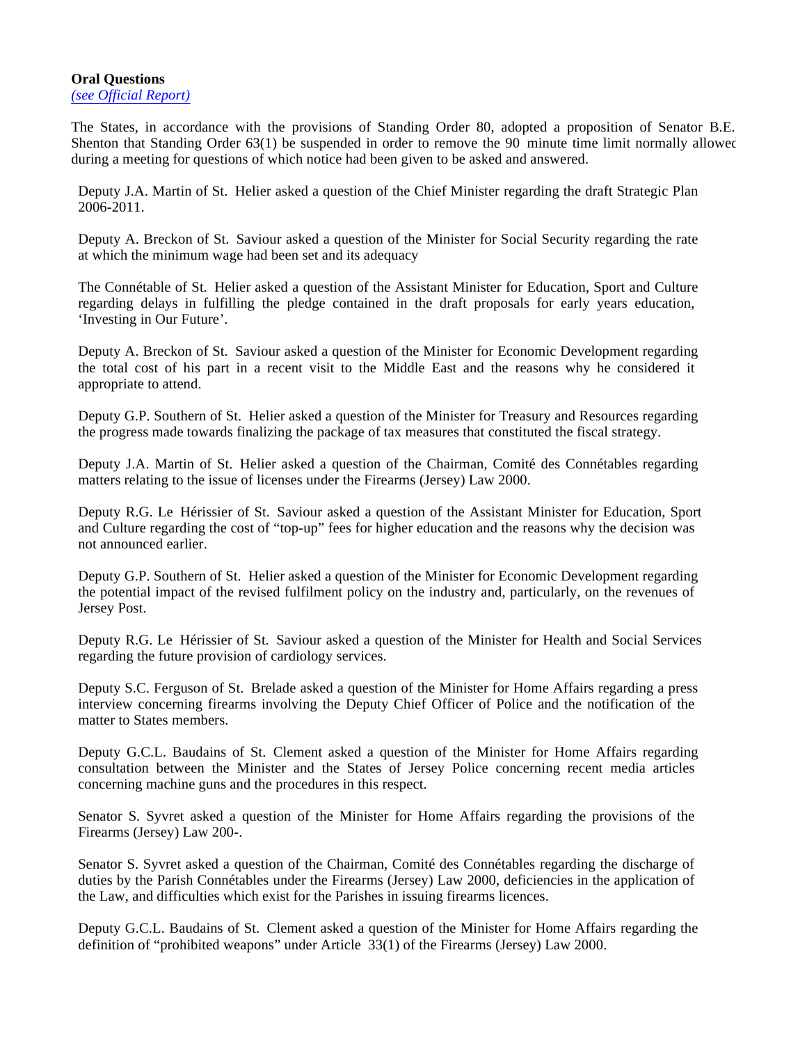**Oral Questions**
*(see Official Report)*

The States, in accordance with the provisions of Standing Order 80, adopted a proposition of Senator B.E. Shenton that Standing Order 63(1) be suspended in order to remove the 90 minute time limit normally allowed during a meeting for questions of which notice had been given to be asked and answered.

Deputy J.A. Martin of St. Helier asked a question of the Chief Minister regarding the draft Strategic Plan 2006-2011.

Deputy A. Breckon of St. Saviour asked a question of the Minister for Social Security regarding the rate at which the minimum wage had been set and its adequacy

The Connétable of St. Helier asked a question of the Assistant Minister for Education, Sport and Culture regarding delays in fulfilling the pledge contained in the draft proposals for early years education, 'Investing in Our Future'.

Deputy A. Breckon of St. Saviour asked a question of the Minister for Economic Development regarding the total cost of his part in a recent visit to the Middle East and the reasons why he considered it appropriate to attend.

Deputy G.P. Southern of St. Helier asked a question of the Minister for Treasury and Resources regarding the progress made towards finalizing the package of tax measures that constituted the fiscal strategy.

Deputy J.A. Martin of St. Helier asked a question of the Chairman, Comité des Connétables regarding matters relating to the issue of licenses under the Firearms (Jersey) Law 2000.

Deputy R.G. Le Hérissier of St. Saviour asked a question of the Assistant Minister for Education, Sport and Culture regarding the cost of "top-up" fees for higher education and the reasons why the decision was not announced earlier.

Deputy G.P. Southern of St. Helier asked a question of the Minister for Economic Development regarding the potential impact of the revised fulfilment policy on the industry and, particularly, on the revenues of Jersey Post.

Deputy R.G. Le Hérissier of St. Saviour asked a question of the Minister for Health and Social Services regarding the future provision of cardiology services.

Deputy S.C. Ferguson of St. Brelade asked a question of the Minister for Home Affairs regarding a press interview concerning firearms involving the Deputy Chief Officer of Police and the notification of the matter to States members.

Deputy G.C.L. Baudains of St. Clement asked a question of the Minister for Home Affairs regarding consultation between the Minister and the States of Jersey Police concerning recent media articles concerning machine guns and the procedures in this respect.

Senator S. Syvret asked a question of the Minister for Home Affairs regarding the provisions of the Firearms (Jersey) Law 200-.

Senator S. Syvret asked a question of the Chairman, Comité des Connétables regarding the discharge of duties by the Parish Connétables under the Firearms (Jersey) Law 2000, deficiencies in the application of the Law, and difficulties which exist for the Parishes in issuing firearms licences.

Deputy G.C.L. Baudains of St. Clement asked a question of the Minister for Home Affairs regarding the definition of "prohibited weapons" under Article 33(1) of the Firearms (Jersey) Law 2000.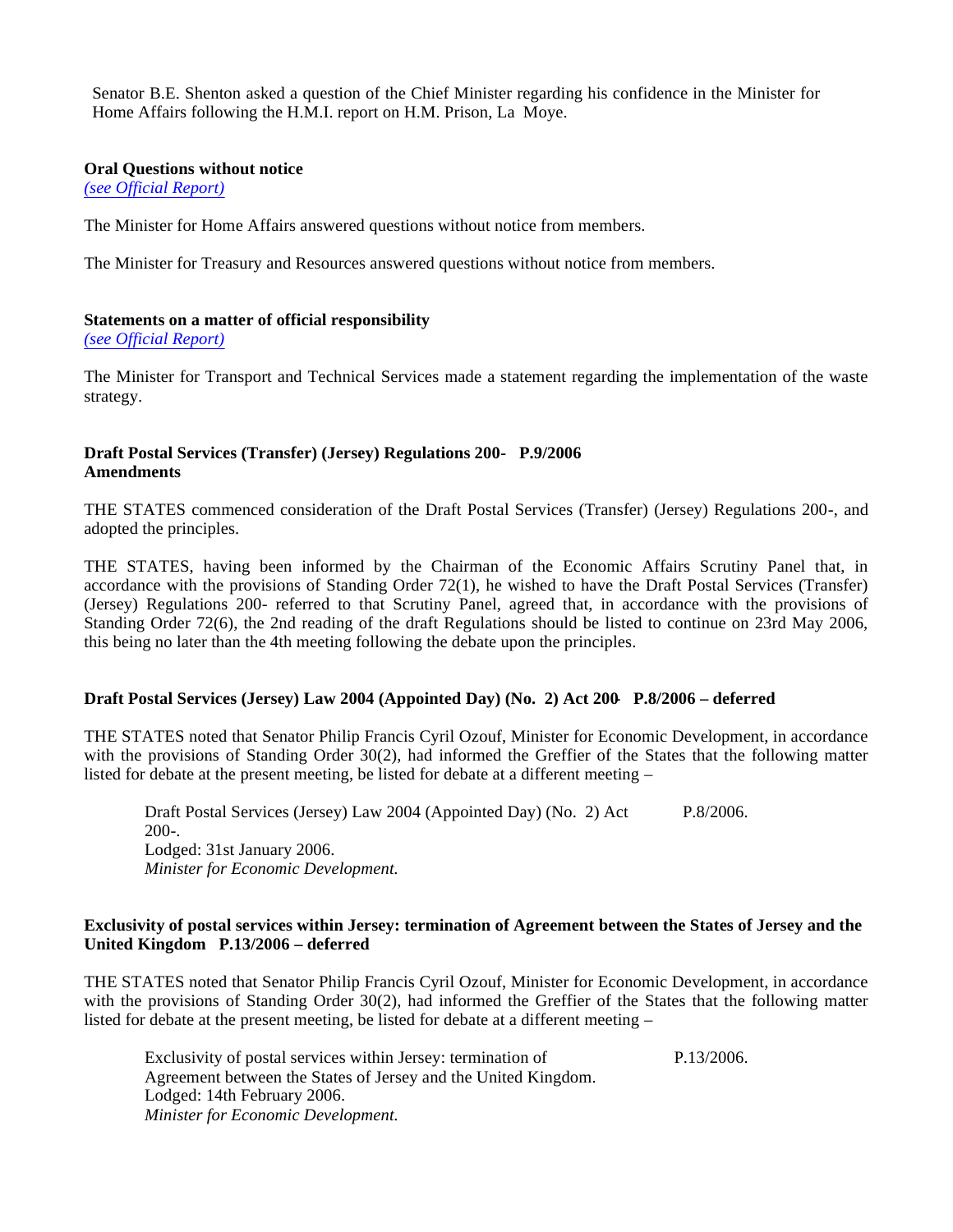Senator B.E. Shenton asked a question of the Chief Minister regarding his confidence in the Minister for Home Affairs following the H.M.I. report on H.M. Prison, La Moye.

**Oral Questions without notice**
*(see Official Report)*

The Minister for Home Affairs answered questions without notice from members.

The Minister for Treasury and Resources answered questions without notice from members.

**Statements on a matter of official responsibility**
*(see Official Report)*

The Minister for Transport and Technical Services made a statement regarding the implementation of the waste strategy.

**Draft Postal Services (Transfer) (Jersey) Regulations 200- P.9/2006**
**Amendments**

THE STATES commenced consideration of the Draft Postal Services (Transfer) (Jersey) Regulations 200-, and adopted the principles.

THE STATES, having been informed by the Chairman of the Economic Affairs Scrutiny Panel that, in accordance with the provisions of Standing Order 72(1), he wished to have the Draft Postal Services (Transfer) (Jersey) Regulations 200- referred to that Scrutiny Panel, agreed that, in accordance with the provisions of Standing Order 72(6), the 2nd reading of the draft Regulations should be listed to continue on 23rd May 2006, this being no later than the 4th meeting following the debate upon the principles.

**Draft Postal Services (Jersey) Law 2004 (Appointed Day) (No. 2) Act 200- P.8/2006 – deferred**

THE STATES noted that Senator Philip Francis Cyril Ozouf, Minister for Economic Development, in accordance with the provisions of Standing Order 30(2), had informed the Greffier of the States that the following matter listed for debate at the present meeting, be listed for debate at a different meeting –

> Draft Postal Services (Jersey) Law 2004 (Appointed Day) (No. 2) Act 200-. P.8/2006.
> Lodged: 31st January 2006.
> *Minister for Economic Development.*

**Exclusivity of postal services within Jersey: termination of Agreement between the States of Jersey and the United Kingdom P.13/2006 – deferred**

THE STATES noted that Senator Philip Francis Cyril Ozouf, Minister for Economic Development, in accordance with the provisions of Standing Order 30(2), had informed the Greffier of the States that the following matter listed for debate at the present meeting, be listed for debate at a different meeting –

> Exclusivity of postal services within Jersey: termination of Agreement between the States of Jersey and the United Kingdom. P.13/2006.
> Lodged: 14th February 2006.
> *Minister for Economic Development.*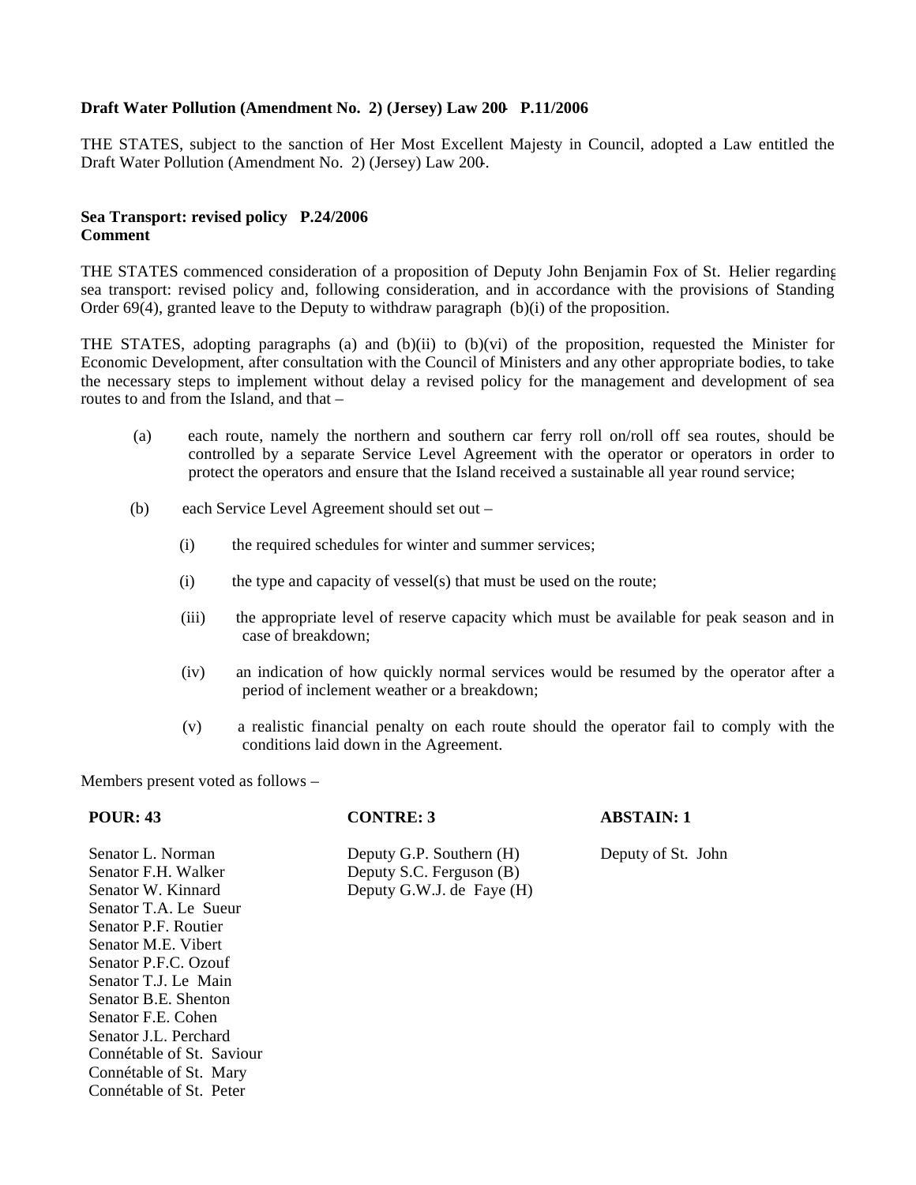**Draft Water Pollution (Amendment No. 2) (Jersey) Law 200- P.11/2006**

THE STATES, subject to the sanction of Her Most Excellent Majesty in Council, adopted a Law entitled the Draft Water Pollution (Amendment No. 2) (Jersey) Law 200-.

**Sea Transport: revised policy P.24/2006**
**Comment**

THE STATES commenced consideration of a proposition of Deputy John Benjamin Fox of St. Helier regarding sea transport: revised policy and, following consideration, and in accordance with the provisions of Standing Order 69(4), granted leave to the Deputy to withdraw paragraph (b)(i) of the proposition.

THE STATES, adopting paragraphs (a) and (b)(ii) to (b)(vi) of the proposition, requested the Minister for Economic Development, after consultation with the Council of Ministers and any other appropriate bodies, to take the necessary steps to implement without delay a revised policy for the management and development of sea routes to and from the Island, and that –

(a) each route, namely the northern and southern car ferry roll on/roll off sea routes, should be controlled by a separate Service Level Agreement with the operator or operators in order to protect the operators and ensure that the Island received a sustainable all year round service;

(b) each Service Level Agreement should set out –

(i) the required schedules for winter and summer services;

(i) the type and capacity of vessel(s) that must be used on the route;

(iii) the appropriate level of reserve capacity which must be available for peak season and in case of breakdown;

(iv) an indication of how quickly normal services would be resumed by the operator after a period of inclement weather or a breakdown;

(v) a realistic financial penalty on each route should the operator fail to comply with the conditions laid down in the Agreement.

Members present voted as follows –

| POUR: 43 | CONTRE: 3 | ABSTAIN: 1 |
|---|---|---|
| Senator L. Norman | Deputy G.P. Southern (H) | Deputy of St. John |
| Senator F.H. Walker | Deputy S.C. Ferguson (B) | |
| Senator W. Kinnard | Deputy G.W.J. de Faye (H) | |
| Senator T.A. Le Sueur | | |
| Senator P.F. Routier | | |
| Senator M.E. Vibert | | |
| Senator P.F.C. Ozouf | | |
| Senator T.J. Le Main | | |
| Senator B.E. Shenton | | |
| Senator F.E. Cohen | | |
| Senator J.L. Perchard | | |
| Connétable of St. Saviour | | |
| Connétable of St. Mary | | |
| Connétable of St. Peter | | |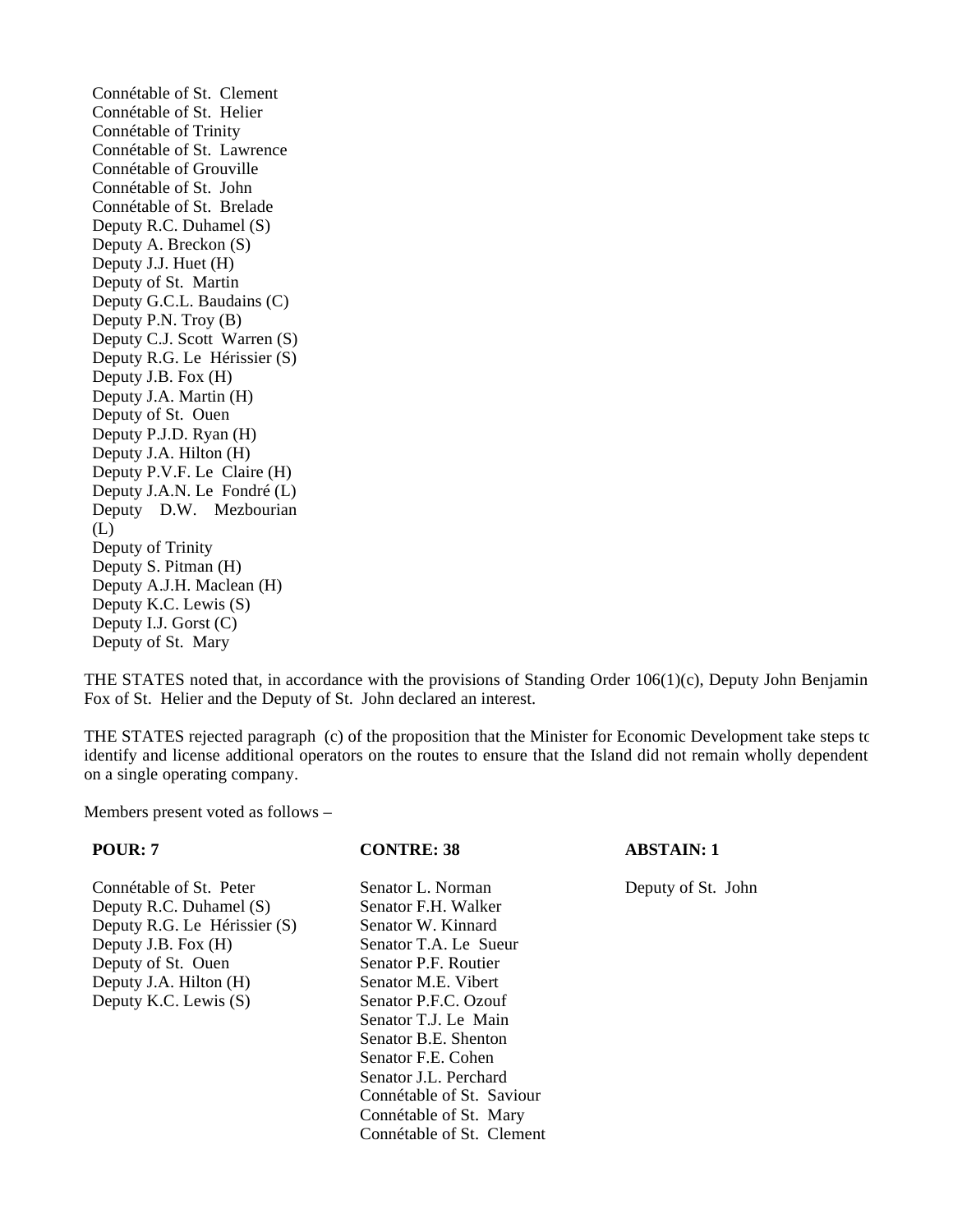Connétable of St. Clement
Connétable of St. Helier
Connétable of Trinity
Connétable of St. Lawrence
Connétable of Grouville
Connétable of St. John
Connétable of St. Brelade
Deputy R.C. Duhamel (S)
Deputy A. Breckon (S)
Deputy J.J. Huet (H)
Deputy of St. Martin
Deputy G.C.L. Baudains (C)
Deputy P.N. Troy (B)
Deputy C.J. Scott Warren (S)
Deputy R.G. Le Hérissier (S)
Deputy J.B. Fox (H)
Deputy J.A. Martin (H)
Deputy of St. Ouen
Deputy P.J.D. Ryan (H)
Deputy J.A. Hilton (H)
Deputy P.V.F. Le Claire (H)
Deputy J.A.N. Le Fondré (L)
Deputy D.W. Mezbourian (L)
Deputy of Trinity
Deputy S. Pitman (H)
Deputy A.J.H. Maclean (H)
Deputy K.C. Lewis (S)
Deputy I.J. Gorst (C)
Deputy of St. Mary

THE STATES noted that, in accordance with the provisions of Standing Order 106(1)(c), Deputy John Benjamin Fox of St. Helier and the Deputy of St. John declared an interest.

THE STATES rejected paragraph (c) of the proposition that the Minister for Economic Development take steps to identify and license additional operators on the routes to ensure that the Island did not remain wholly dependent on a single operating company.

Members present voted as follows –

| POUR: 7 | CONTRE: 38 | ABSTAIN: 1 |
|---|---|---|
| Connétable of St. Peter | Senator L. Norman | Deputy of St. John |
| Deputy R.C. Duhamel (S) | Senator F.H. Walker | |
| Deputy R.G. Le Hérissier (S) | Senator W. Kinnard | |
| Deputy J.B. Fox (H) | Senator T.A. Le Sueur | |
| Deputy of St. Ouen | Senator P.F. Routier | |
| Deputy J.A. Hilton (H) | Senator M.E. Vibert | |
| Deputy K.C. Lewis (S) | Senator P.F.C. Ozouf | |
| | Senator T.J. Le Main | |
| | Senator B.E. Shenton | |
| | Senator F.E. Cohen | |
| | Senator J.L. Perchard | |
| | Connétable of St. Saviour | |
| | Connétable of St. Mary | |
| | Connétable of St. Clement | |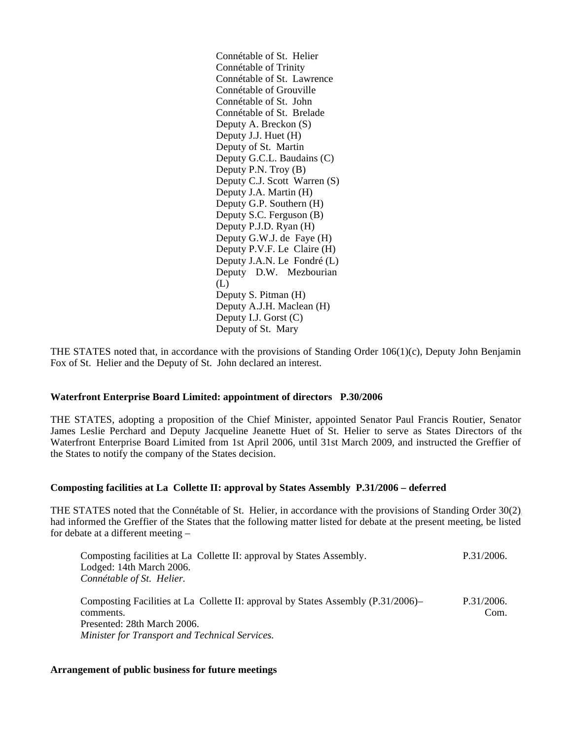Connétable of St. Helier
Connétable of Trinity
Connétable of St. Lawrence
Connétable of Grouville
Connétable of St. John
Connétable of St. Brelade
Deputy A. Breckon (S)
Deputy J.J. Huet (H)
Deputy of St. Martin
Deputy G.C.L. Baudains (C)
Deputy P.N. Troy (B)
Deputy C.J. Scott Warren (S)
Deputy J.A. Martin (H)
Deputy G.P. Southern (H)
Deputy S.C. Ferguson (B)
Deputy P.J.D. Ryan (H)
Deputy G.W.J. de Faye (H)
Deputy P.V.F. Le Claire (H)
Deputy J.A.N. Le Fondré (L)
Deputy D.W. Mezbourian (L)
Deputy S. Pitman (H)
Deputy A.J.H. Maclean (H)
Deputy I.J. Gorst (C)
Deputy of St. Mary

THE STATES noted that, in accordance with the provisions of Standing Order 106(1)(c), Deputy John Benjamin Fox of St. Helier and the Deputy of St. John declared an interest.

**Waterfront Enterprise Board Limited: appointment of directors P.30/2006**

THE STATES, adopting a proposition of the Chief Minister, appointed Senator Paul Francis Routier, Senator James Leslie Perchard and Deputy Jacqueline Jeanette Huet of St. Helier to serve as States Directors of the Waterfront Enterprise Board Limited from 1st April 2006, until 31st March 2009, and instructed the Greffier of the States to notify the company of the States decision.

**Composting facilities at La Collette II: approval by States Assembly P.31/2006 – deferred**

THE STATES noted that the Connétable of St. Helier, in accordance with the provisions of Standing Order 30(2), had informed the Greffier of the States that the following matter listed for debate at the present meeting, be listed for debate at a different meeting –

| | |
|---|---|
| Composting facilities at La Collette II: approval by States Assembly.<br>Lodged: 14th March 2006.<br>*Connétable of St. Helier.* | P.31/2006. |
| Composting Facilities at La Collette II: approval by States Assembly (P.31/2006)– comments.<br>Presented: 28th March 2006.<br>*Minister for Transport and Technical Services.* | P.31/2006. Com. |

**Arrangement of public business for future meetings**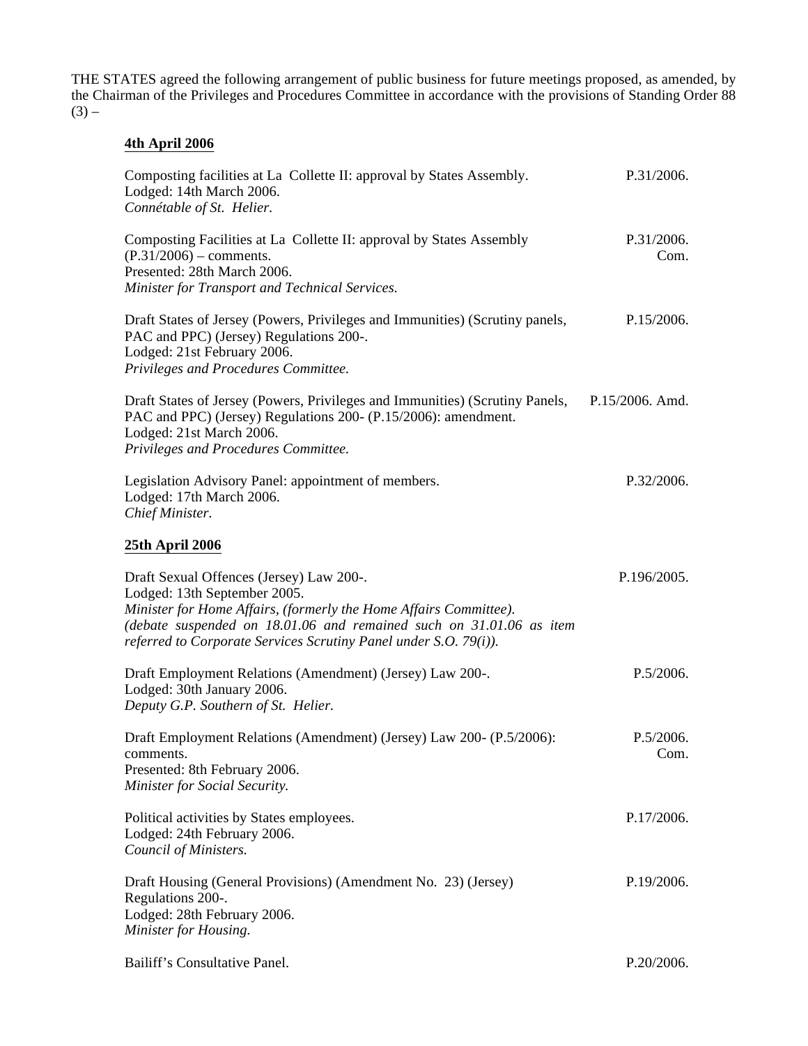THE STATES agreed the following arrangement of public business for future meetings proposed, as amended, by the Chairman of the Privileges and Procedures Committee in accordance with the provisions of Standing Order 88 (3) –

**4th April 2006**

Composting facilities at La Collette II: approval by States Assembly.
Lodged: 14th March 2006.
*Connétable of St. Helier.*
P.31/2006.

Composting Facilities at La Collette II: approval by States Assembly (P.31/2006) – comments.
Presented: 28th March 2006.
*Minister for Transport and Technical Services.*
P.31/2006. Com.

Draft States of Jersey (Powers, Privileges and Immunities) (Scrutiny panels, PAC and PPC) (Jersey) Regulations 200-.
Lodged: 21st February 2006.
*Privileges and Procedures Committee.*
P.15/2006.

Draft States of Jersey (Powers, Privileges and Immunities) (Scrutiny Panels, PAC and PPC) (Jersey) Regulations 200- (P.15/2006): amendment.
Lodged: 21st March 2006.
*Privileges and Procedures Committee.*
P.15/2006. Amd.

Legislation Advisory Panel: appointment of members.
Lodged: 17th March 2006.
*Chief Minister.*
P.32/2006.

**25th April 2006**

Draft Sexual Offences (Jersey) Law 200-.
Lodged: 13th September 2005.
*Minister for Home Affairs, (formerly the Home Affairs Committee).*
*(debate suspended on 18.01.06 and remained such on 31.01.06 as item referred to Corporate Services Scrutiny Panel under S.O. 79(i)).*
P.196/2005.

Draft Employment Relations (Amendment) (Jersey) Law 200-.
Lodged: 30th January 2006.
*Deputy G.P. Southern of St. Helier.*
P.5/2006.

Draft Employment Relations (Amendment) (Jersey) Law 200- (P.5/2006): comments.
Presented: 8th February 2006.
*Minister for Social Security.*
P.5/2006. Com.

Political activities by States employees.
Lodged: 24th February 2006.
*Council of Ministers.*
P.17/2006.

Draft Housing (General Provisions) (Amendment No. 23) (Jersey) Regulations 200-.
Lodged: 28th February 2006.
*Minister for Housing.*
P.19/2006.

Bailiff's Consultative Panel.
P.20/2006.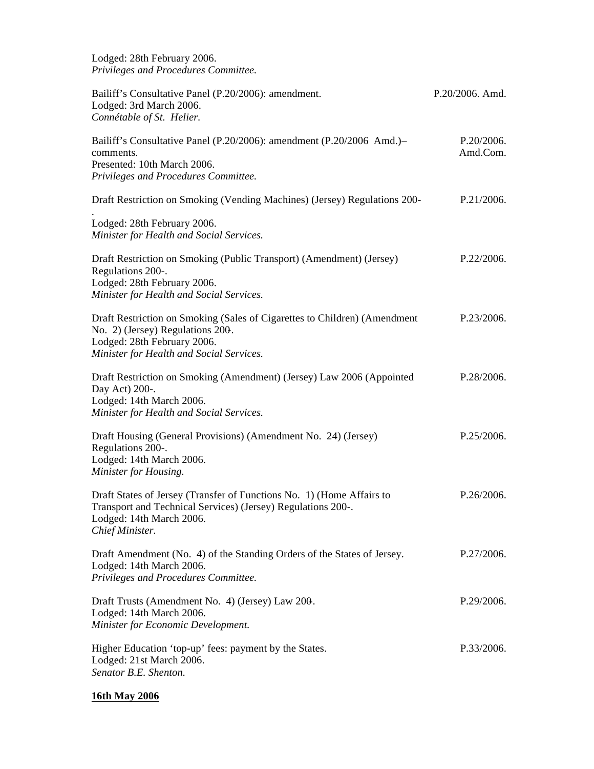Lodged: 28th February 2006.
*Privileges and Procedures Committee.*

Bailiff's Consultative Panel (P.20/2006): amendment. P.20/2006. Amd.
Lodged: 3rd March 2006.
*Connétable of St. Helier.*

Bailiff's Consultative Panel (P.20/2006): amendment (P.20/2006 Amd.)– comments. P.20/2006. Amd.Com.
Presented: 10th March 2006.
*Privileges and Procedures Committee.*

Draft Restriction on Smoking (Vending Machines) (Jersey) Regulations 200-. P.21/2006.
Lodged: 28th February 2006.
*Minister for Health and Social Services.*

Draft Restriction on Smoking (Public Transport) (Amendment) (Jersey) Regulations 200-. P.22/2006.
Lodged: 28th February 2006.
*Minister for Health and Social Services.*

Draft Restriction on Smoking (Sales of Cigarettes to Children) (Amendment No. 2) (Jersey) Regulations 200-. P.23/2006.
Lodged: 28th February 2006.
*Minister for Health and Social Services.*

Draft Restriction on Smoking (Amendment) (Jersey) Law 2006 (Appointed Day Act) 200-. P.28/2006.
Lodged: 14th March 2006.
*Minister for Health and Social Services.*

Draft Housing (General Provisions) (Amendment No. 24) (Jersey) Regulations 200-. P.25/2006.
Lodged: 14th March 2006.
*Minister for Housing.*

Draft States of Jersey (Transfer of Functions No. 1) (Home Affairs to Transport and Technical Services) (Jersey) Regulations 200-. P.26/2006.
Lodged: 14th March 2006.
*Chief Minister.*

Draft Amendment (No. 4) of the Standing Orders of the States of Jersey. P.27/2006.
Lodged: 14th March 2006.
*Privileges and Procedures Committee.*

Draft Trusts (Amendment No. 4) (Jersey) Law 200-. P.29/2006.
Lodged: 14th March 2006.
*Minister for Economic Development.*

Higher Education 'top-up' fees: payment by the States. P.33/2006.
Lodged: 21st March 2006.
*Senator B.E. Shenton.*

**16th May 2006**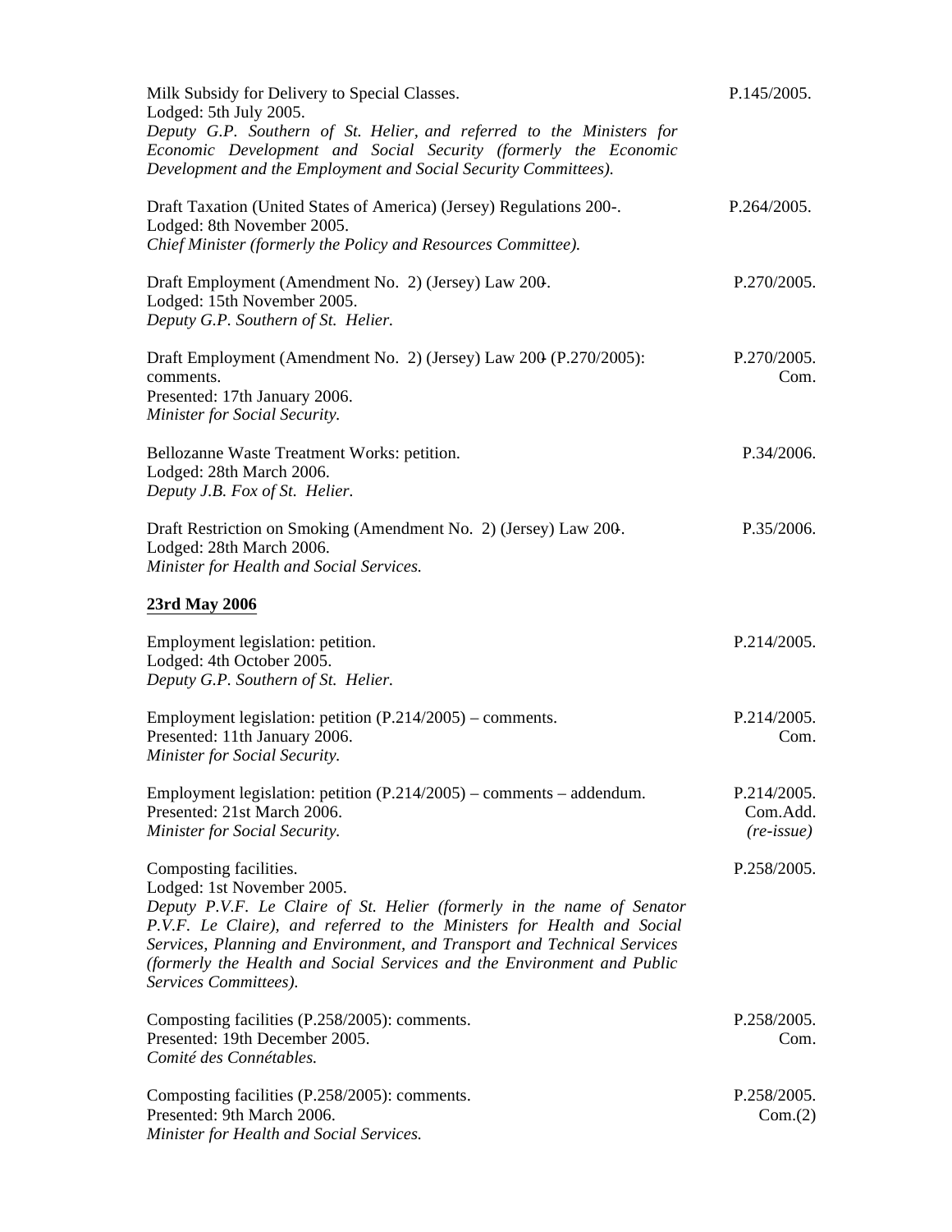Milk Subsidy for Delivery to Special Classes. P.145/2005.
Lodged: 5th July 2005.
*Deputy G.P. Southern of St. Helier, and referred to the Ministers for Economic Development and Social Security (formerly the Economic Development and the Employment and Social Security Committees).*

Draft Taxation (United States of America) (Jersey) Regulations 200-. P.264/2005.
Lodged: 8th November 2005.
*Chief Minister (formerly the Policy and Resources Committee).*

Draft Employment (Amendment No. 2) (Jersey) Law 200-. P.270/2005.
Lodged: 15th November 2005.
*Deputy G.P. Southern of St. Helier.*

Draft Employment (Amendment No. 2) (Jersey) Law 200- (P.270/2005): comments. P.270/2005. Com.
Presented: 17th January 2006.
*Minister for Social Security.*

Bellozanne Waste Treatment Works: petition. P.34/2006.
Lodged: 28th March 2006.
*Deputy J.B. Fox of St. Helier.*

Draft Restriction on Smoking (Amendment No. 2) (Jersey) Law 200-. P.35/2006.
Lodged: 28th March 2006.
*Minister for Health and Social Services.*

**23rd May 2006**

Employment legislation: petition. P.214/2005.
Lodged: 4th October 2005.
*Deputy G.P. Southern of St. Helier.*

Employment legislation: petition (P.214/2005) – comments. P.214/2005. Com.
Presented: 11th January 2006.
*Minister for Social Security.*

Employment legislation: petition (P.214/2005) – comments – addendum. P.214/2005. Com.Add. *(re-issue)*
Presented: 21st March 2006.
*Minister for Social Security.*

Composting facilities. P.258/2005.
Lodged: 1st November 2005.
*Deputy P.V.F. Le Claire of St. Helier (formerly in the name of Senator P.V.F. Le Claire), and referred to the Ministers for Health and Social Services, Planning and Environment, and Transport and Technical Services (formerly the Health and Social Services and the Environment and Public Services Committees).*

Composting facilities (P.258/2005): comments. P.258/2005. Com.
Presented: 19th December 2005.
*Comité des Connétables.*

Composting facilities (P.258/2005): comments. P.258/2005. Com.(2)
Presented: 9th March 2006.
*Minister for Health and Social Services.*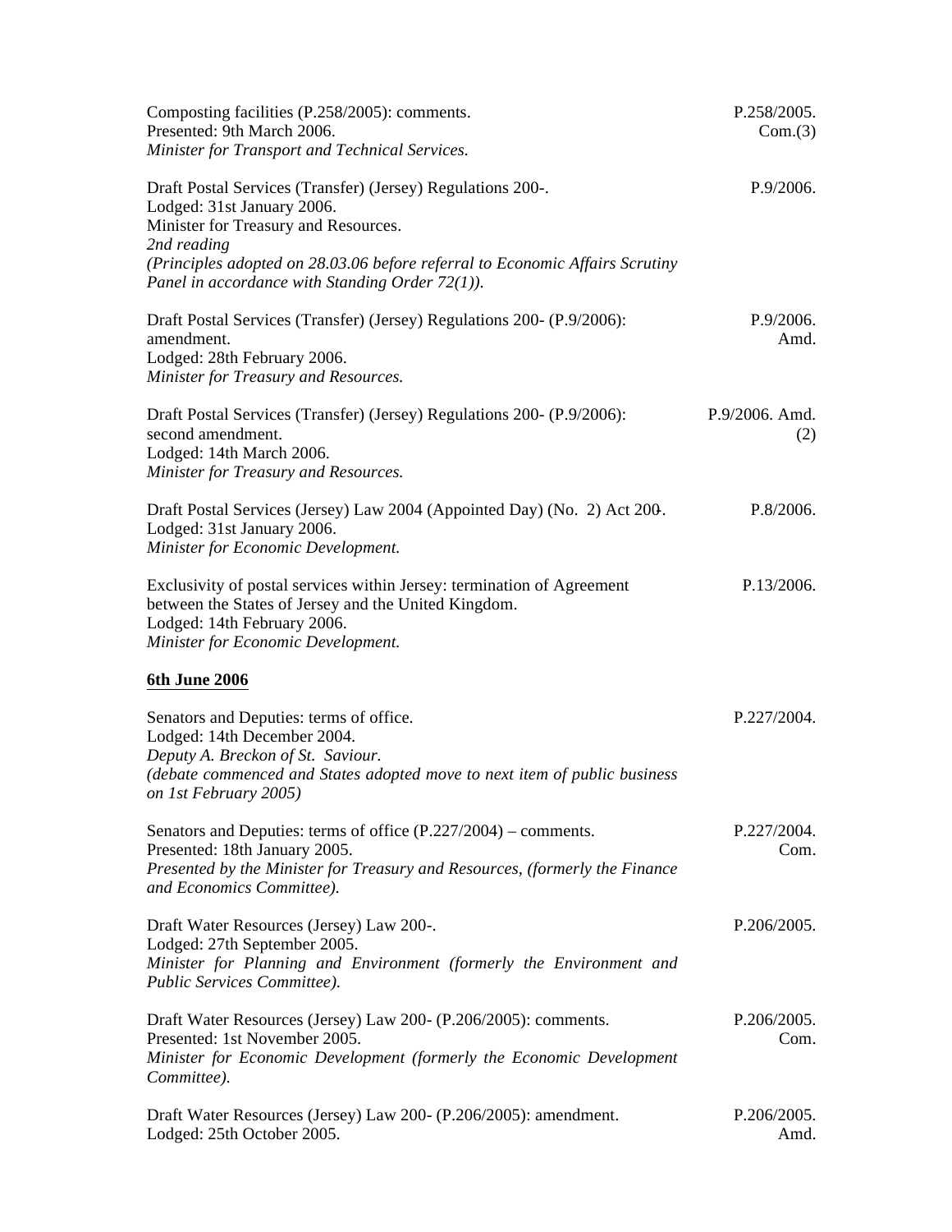| | |
|---|---|
| Composting facilities (P.258/2005): comments.<br>Presented: 9th March 2006.<br>*Minister for Transport and Technical Services.* | P.258/2005. Com.(3) |
| Draft Postal Services (Transfer) (Jersey) Regulations 200-.<br>Lodged: 31st January 2006.<br>Minister for Treasury and Resources.<br>*2nd reading*<br>*(Principles adopted on 28.03.06 before referral to Economic Affairs Scrutiny Panel in accordance with Standing Order 72(1)).* | P.9/2006. |
| Draft Postal Services (Transfer) (Jersey) Regulations 200- (P.9/2006): amendment.<br>Lodged: 28th February 2006.<br>*Minister for Treasury and Resources.* | P.9/2006. Amd. |
| Draft Postal Services (Transfer) (Jersey) Regulations 200- (P.9/2006): second amendment.<br>Lodged: 14th March 2006.<br>*Minister for Treasury and Resources.* | P.9/2006. Amd. (2) |
| Draft Postal Services (Jersey) Law 2004 (Appointed Day) (No. 2) Act 200-.<br>Lodged: 31st January 2006.<br>*Minister for Economic Development.* | P.8/2006. |
| Exclusivity of postal services within Jersey: termination of Agreement between the States of Jersey and the United Kingdom.<br>Lodged: 14th February 2006.<br>*Minister for Economic Development.* | P.13/2006. |

**6th June 2006**

| | |
|---|---|
| Senators and Deputies: terms of office.<br>Lodged: 14th December 2004.<br>*Deputy A. Breckon of St. Saviour.*<br>*(debate commenced and States adopted move to next item of public business on 1st February 2005)* | P.227/2004. |
| Senators and Deputies: terms of office (P.227/2004) – comments.<br>Presented: 18th January 2005.<br>*Presented by the Minister for Treasury and Resources, (formerly the Finance and Economics Committee).* | P.227/2004. Com. |
| Draft Water Resources (Jersey) Law 200-.<br>Lodged: 27th September 2005.<br>*Minister for Planning and Environment (formerly the Environment and Public Services Committee).* | P.206/2005. |
| Draft Water Resources (Jersey) Law 200- (P.206/2005): comments.<br>Presented: 1st November 2005.<br>*Minister for Economic Development (formerly the Economic Development Committee).* | P.206/2005. Com. |
| Draft Water Resources (Jersey) Law 200- (P.206/2005): amendment.<br>Lodged: 25th October 2005. | P.206/2005. Amd. |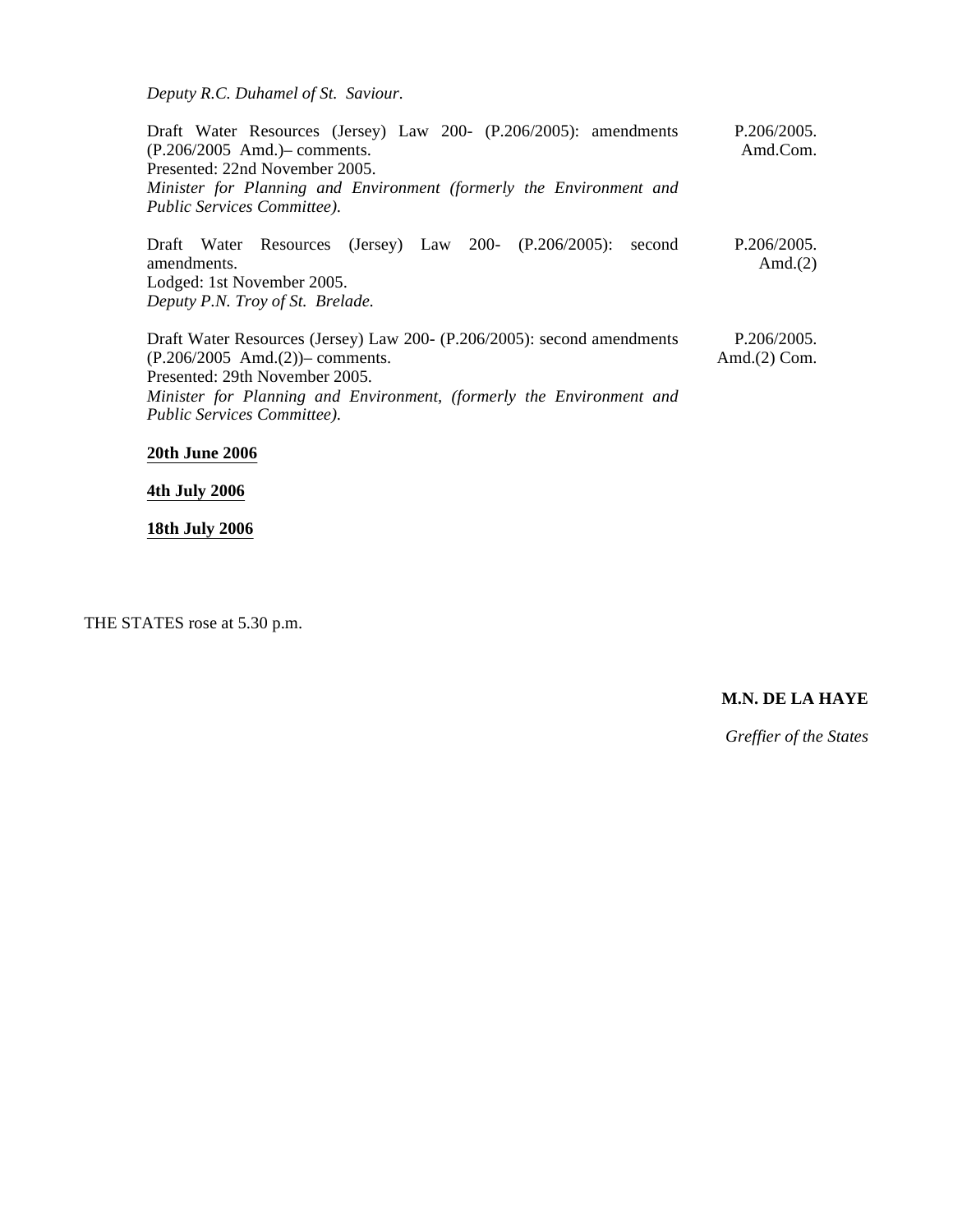*Deputy R.C. Duhamel of St. Saviour.*

| | |
|---|---|
| Draft Water Resources (Jersey) Law 200- (P.206/2005): amendments (P.206/2005 Amd.)– comments.<br>Presented: 22nd November 2005.<br>*Minister for Planning and Environment (formerly the Environment and Public Services Committee).* | P.206/2005. Amd.Com. |
| Draft Water Resources (Jersey) Law 200- (P.206/2005): second amendments.<br>Lodged: 1st November 2005.<br>*Deputy P.N. Troy of St. Brelade.* | P.206/2005. Amd.(2) |
| Draft Water Resources (Jersey) Law 200- (P.206/2005): second amendments (P.206/2005 Amd.(2))– comments.<br>Presented: 29th November 2005.<br>*Minister for Planning and Environment, (formerly the Environment and Public Services Committee).* | P.206/2005. Amd.(2) Com. |

**20th June 2006**

**4th July 2006**

**18th July 2006**

THE STATES rose at 5.30 p.m.

**M.N. DE LA HAYE**

*Greffier of the States*